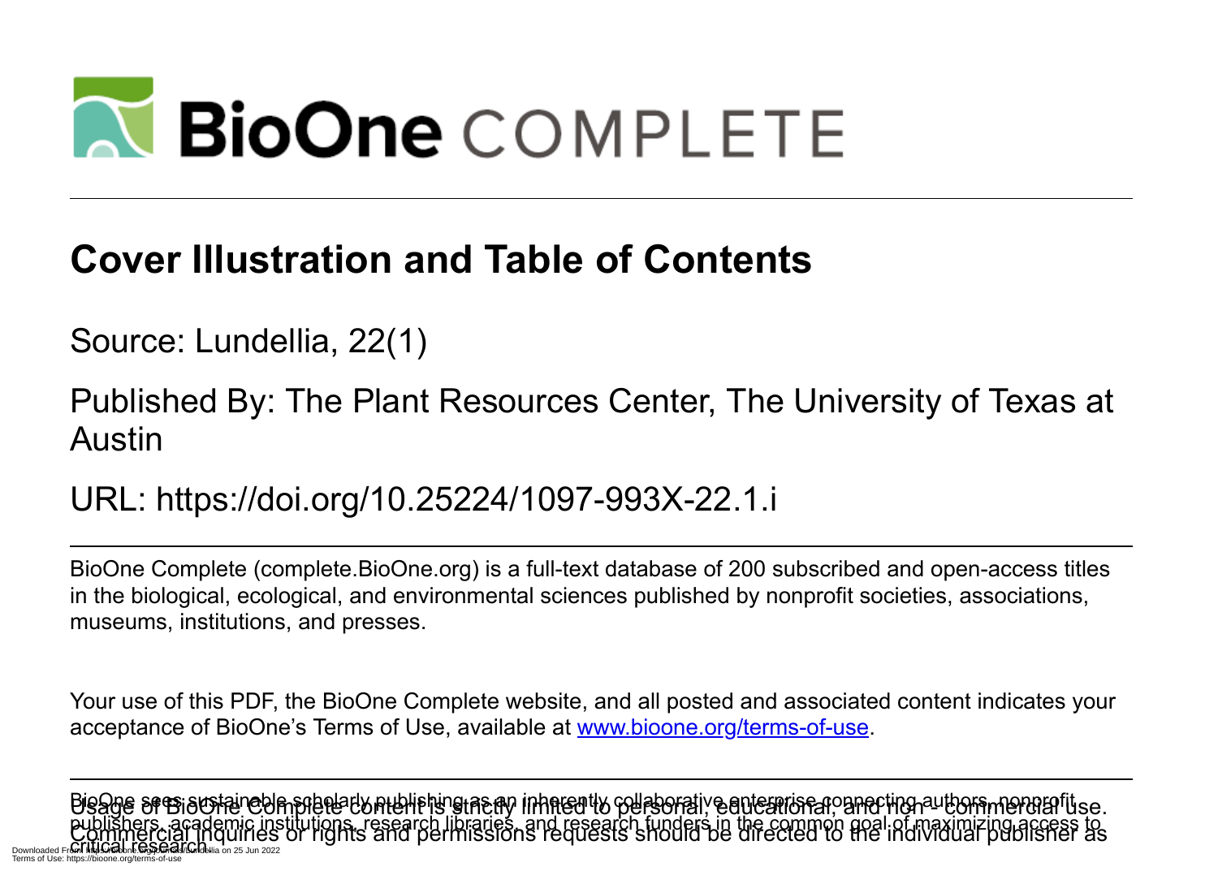# Cover Illustration and Table of Contents

Source: Lundellia, 22(1)

Published By: The Plant Resources Center, The University of Texas at Austin

URL: https://doi.org/10.25224/1097-993X-22.1.i

BioOne Complete (complete.BioOne.org) is a full-text database of 200 subscribed and open-access titles in the biological, ecological, and environmental sciences published by nonprofit societies, associations, museums, institutions, and presses.

Your use of this PDF, the BioOne Complete website, and all posted and associated content indicates your acceptance of BioOne's Terms of Use, available at www.bioone.org/terms-of-use.

Usage of BioOne Complete content is strictly limited to personal, educational, and non-commercial use. Commercial inquiries or rights and permissions requests should be directed to the individual publisher as copyright holder.

BioOne sees sustainable scholarly publishing as an inherently collaborative enterprise connecting authors, nonprofit publishers, academic institutions, research libraries, and research funders in the common goal of maximizing access to critical research.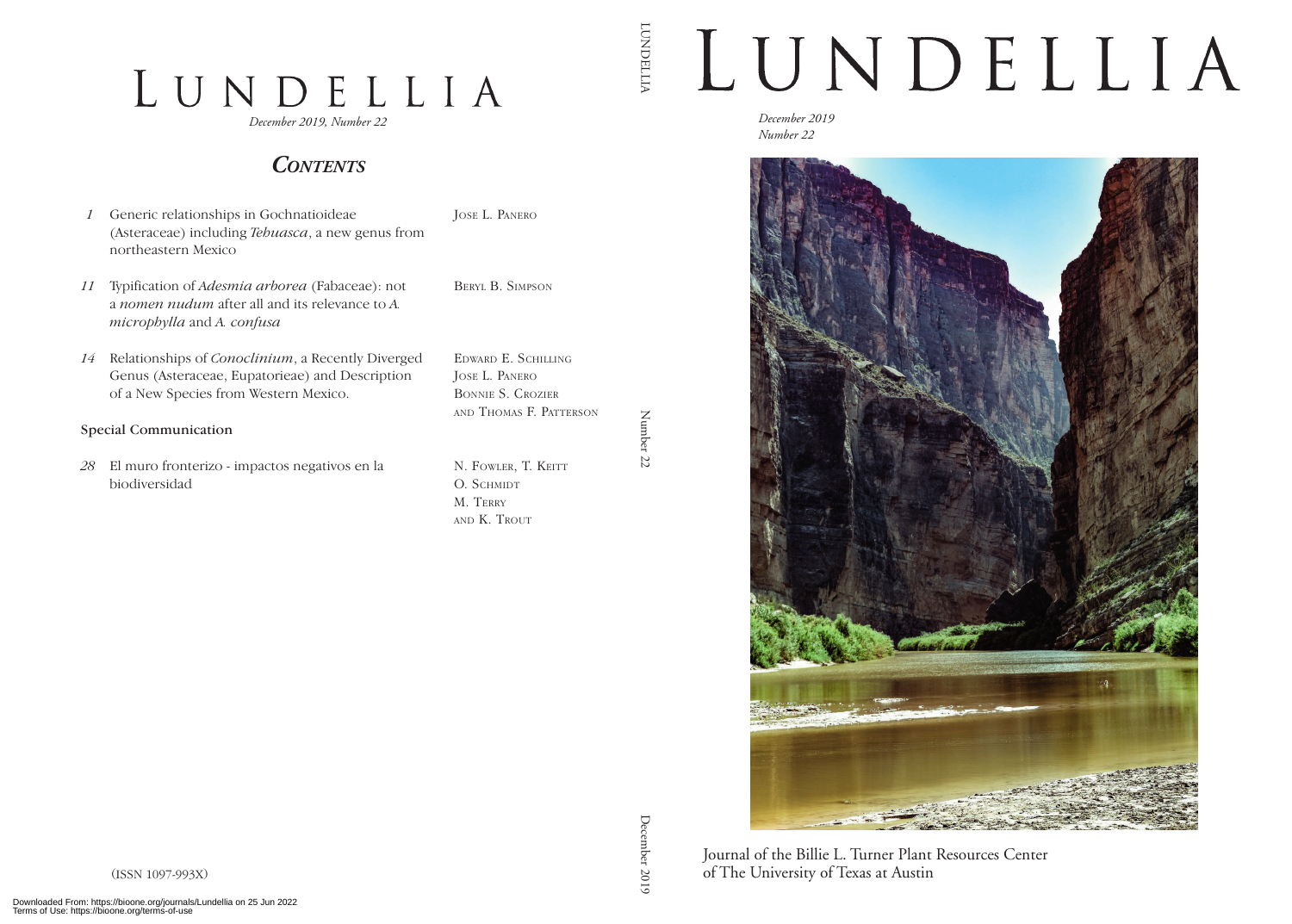# LUNDELLIA

*December 2019, Number 22*

## *CONTENTS*

*1* Generic relationships in Gochnatioideae (Asteraceae) including *Tehuasca*, a new genus from northeastern Mexico — JOSE L. PANERO

*11* Typification of *Adesmia arborea* (Fabaceae): not a *nomen nudum* after all and its relevance to *A. microphylla* and *A. confusa* — BERYL B. SIMPSON

*14* Relationships of *Conoclinium*, a Recently Diverged Genus (Asteraceae, Eupatorieae) and Description of a New Species from Western Mexico. — EDWARD E. SCHILLING, JOSE L. PANERO, BONNIE S. CROZIER AND THOMAS F. PATTERSON

### Special Communication

*28* El muro fronterizo - impactos negativos en la biodiversidad — N. FOWLER, T. KEITT, O. SCHMIDT, M. TERRY AND K. TROUT

(ISSN 1097-993X)

LUNDELLIA

Number 22

December 2019

# LUNDELLIA

*December 2019*
*Number 22*

Journal of the Billie L. Turner Plant Resources Center of The University of Texas at Austin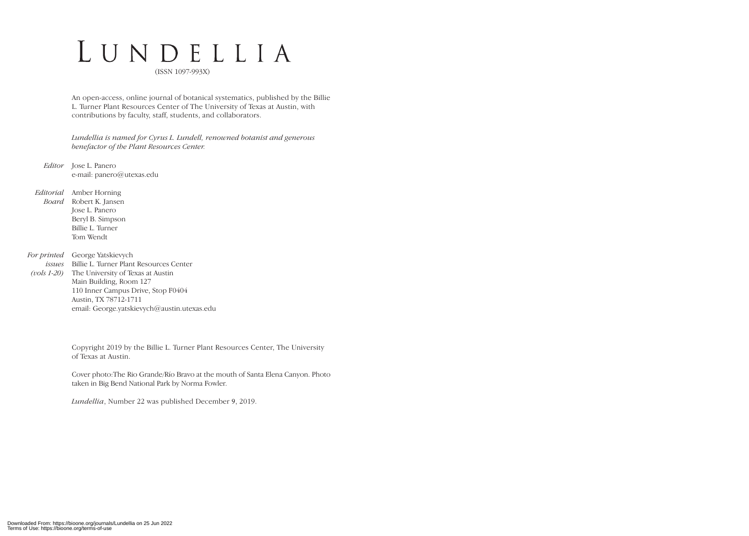# LUNDELLIA

(ISSN 1097-993X)

An open-access, online journal of botanical systematics, published by the Billie L. Turner Plant Resources Center of The University of Texas at Austin, with contributions by faculty, staff, students, and collaborators.

*Lundellia is named for Cyrus L. Lundell, renowned botanist and generous benefactor of the Plant Resources Center.*

*Editor* Jose L. Panero
e-mail: panero@utexas.edu

*Editorial Board* Amber Horning
Robert K. Jansen
Jose L. Panero
Beryl B. Simpson
Billie L. Turner
Tom Wendt

*For printed issues (vols 1-20)* George Yatskievych
Billie L. Turner Plant Resources Center
The University of Texas at Austin
Main Building, Room 127
110 Inner Campus Drive, Stop F0404
Austin, TX 78712-1711
email: George.yatskievych@austin.utexas.edu

Copyright 2019 by the Billie L. Turner Plant Resources Center, The University of Texas at Austin.

Cover photo:The Rio Grande/Río Bravo at the mouth of Santa Elena Canyon. Photo taken in Big Bend National Park by Norma Fowler.

*Lundellia*, Number 22 was published December 9, 2019.